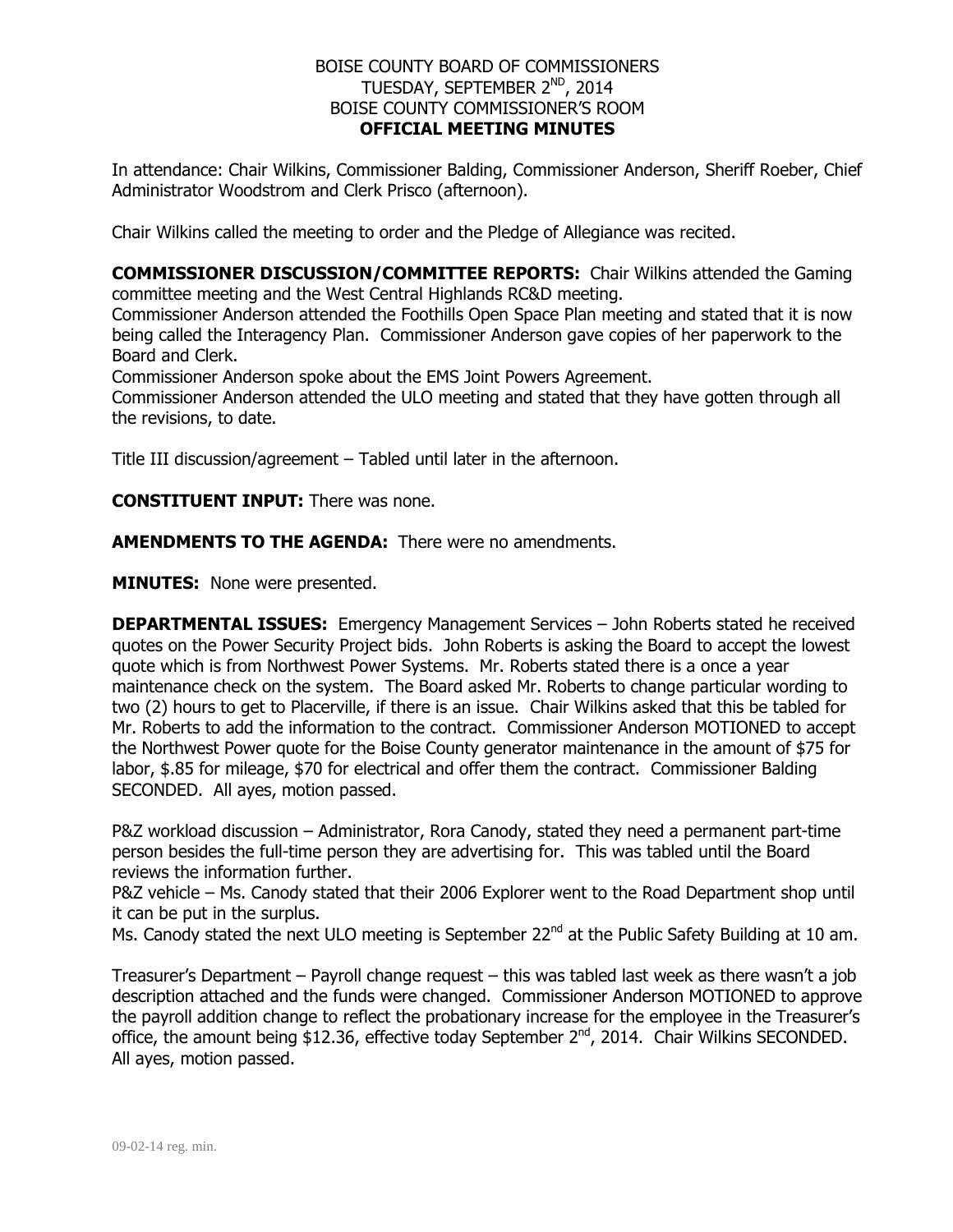# BOISE COUNTY BOARD OF COMMISSIONERS
## TUESDAY, SEPTEMBER 2ND, 2014
## BOISE COUNTY COMMISSIONER'S ROOM
## OFFICIAL MEETING MINUTES

In attendance: Chair Wilkins, Commissioner Balding, Commissioner Anderson, Sheriff Roeber, Chief Administrator Woodstrom and Clerk Prisco (afternoon).

Chair Wilkins called the meeting to order and the Pledge of Allegiance was recited.

**COMMISSIONER DISCUSSION/COMMITTEE REPORTS:** Chair Wilkins attended the Gaming committee meeting and the West Central Highlands RC&D meeting.
Commissioner Anderson attended the Foothills Open Space Plan meeting and stated that it is now being called the Interagency Plan. Commissioner Anderson gave copies of her paperwork to the Board and Clerk.
Commissioner Anderson spoke about the EMS Joint Powers Agreement.
Commissioner Anderson attended the ULO meeting and stated that they have gotten through all the revisions, to date.

Title III discussion/agreement – Tabled until later in the afternoon.

**CONSTITUENT INPUT:** There was none.

**AMENDMENTS TO THE AGENDA:** There were no amendments.

**MINUTES:** None were presented.

**DEPARTMENTAL ISSUES:** Emergency Management Services – John Roberts stated he received quotes on the Power Security Project bids. John Roberts is asking the Board to accept the lowest quote which is from Northwest Power Systems. Mr. Roberts stated there is a once a year maintenance check on the system. The Board asked Mr. Roberts to change particular wording to two (2) hours to get to Placerville, if there is an issue. Chair Wilkins asked that this be tabled for Mr. Roberts to add the information to the contract. Commissioner Anderson MOTIONED to accept the Northwest Power quote for the Boise County generator maintenance in the amount of $75 for labor, $.85 for mileage, $70 for electrical and offer them the contract. Commissioner Balding SECONDED. All ayes, motion passed.

P&Z workload discussion – Administrator, Rora Canody, stated they need a permanent part-time person besides the full-time person they are advertising for. This was tabled until the Board reviews the information further.
P&Z vehicle – Ms. Canody stated that their 2006 Explorer went to the Road Department shop until it can be put in the surplus.
Ms. Canody stated the next ULO meeting is September 22nd at the Public Safety Building at 10 am.

Treasurer's Department – Payroll change request – this was tabled last week as there wasn't a job description attached and the funds were changed. Commissioner Anderson MOTIONED to approve the payroll addition change to reflect the probationary increase for the employee in the Treasurer's office, the amount being $12.36, effective today September 2nd, 2014. Chair Wilkins SECONDED. All ayes, motion passed.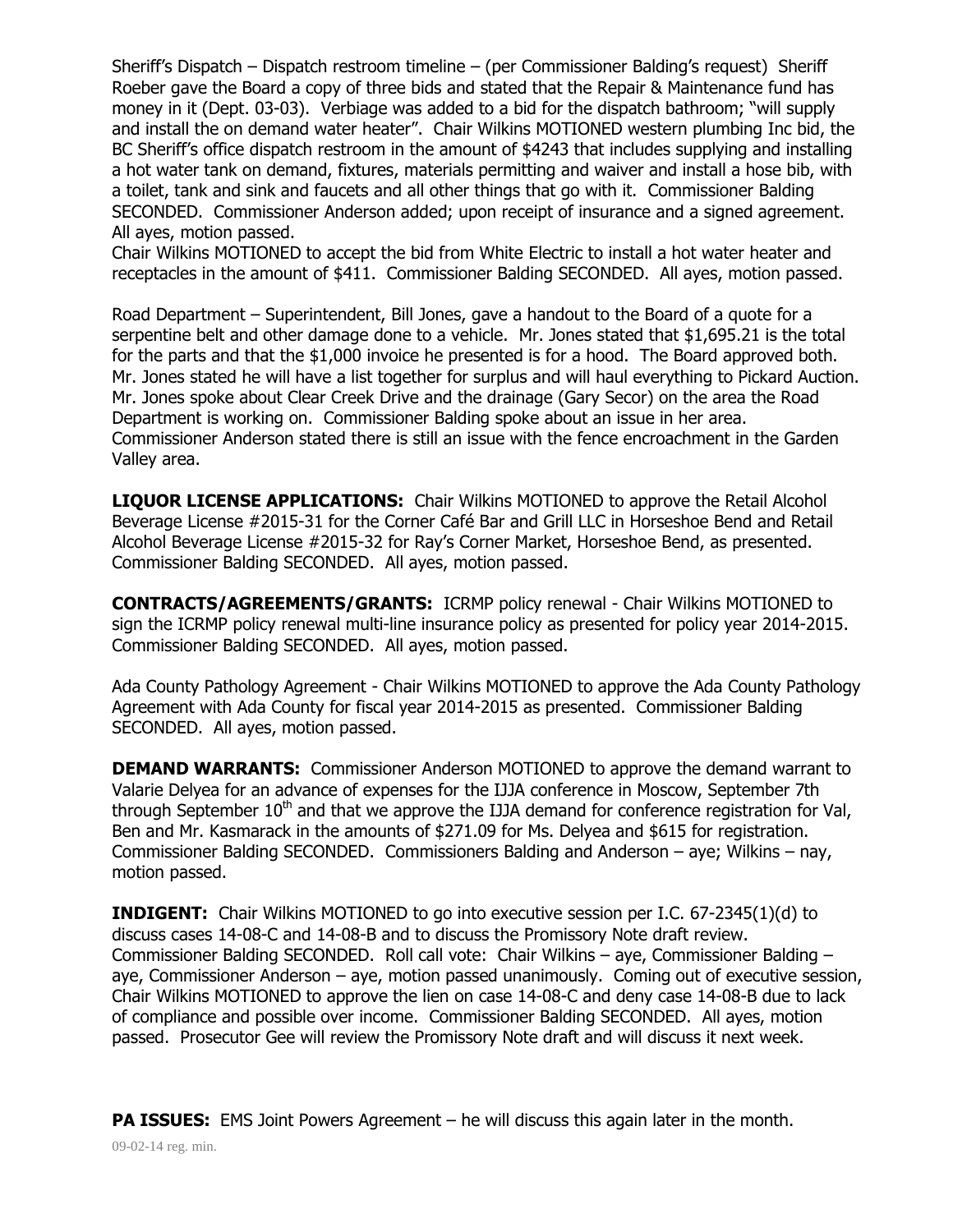Sheriff's Dispatch – Dispatch restroom timeline – (per Commissioner Balding's request) Sheriff Roeber gave the Board a copy of three bids and stated that the Repair & Maintenance fund has money in it (Dept. 03-03). Verbiage was added to a bid for the dispatch bathroom; "will supply and install the on demand water heater". Chair Wilkins MOTIONED western plumbing Inc bid, the BC Sheriff's office dispatch restroom in the amount of $4243 that includes supplying and installing a hot water tank on demand, fixtures, materials permitting and waiver and install a hose bib, with a toilet, tank and sink and faucets and all other things that go with it. Commissioner Balding SECONDED. Commissioner Anderson added; upon receipt of insurance and a signed agreement. All ayes, motion passed.
Chair Wilkins MOTIONED to accept the bid from White Electric to install a hot water heater and receptacles in the amount of $411. Commissioner Balding SECONDED. All ayes, motion passed.

Road Department – Superintendent, Bill Jones, gave a handout to the Board of a quote for a serpentine belt and other damage done to a vehicle. Mr. Jones stated that $1,695.21 is the total for the parts and that the $1,000 invoice he presented is for a hood. The Board approved both. Mr. Jones stated he will have a list together for surplus and will haul everything to Pickard Auction. Mr. Jones spoke about Clear Creek Drive and the drainage (Gary Secor) on the area the Road Department is working on. Commissioner Balding spoke about an issue in her area. Commissioner Anderson stated there is still an issue with the fence encroachment in the Garden Valley area.

**LIQUOR LICENSE APPLICATIONS:** Chair Wilkins MOTIONED to approve the Retail Alcohol Beverage License #2015-31 for the Corner Café Bar and Grill LLC in Horseshoe Bend and Retail Alcohol Beverage License #2015-32 for Ray's Corner Market, Horseshoe Bend, as presented. Commissioner Balding SECONDED. All ayes, motion passed.

**CONTRACTS/AGREEMENTS/GRANTS:** ICRMP policy renewal - Chair Wilkins MOTIONED to sign the ICRMP policy renewal multi-line insurance policy as presented for policy year 2014-2015. Commissioner Balding SECONDED. All ayes, motion passed.

Ada County Pathology Agreement - Chair Wilkins MOTIONED to approve the Ada County Pathology Agreement with Ada County for fiscal year 2014-2015 as presented. Commissioner Balding SECONDED. All ayes, motion passed.

**DEMAND WARRANTS:** Commissioner Anderson MOTIONED to approve the demand warrant to Valarie Delyea for an advance of expenses for the IJJA conference in Moscow, September 7th through September 10th and that we approve the IJJA demand for conference registration for Val, Ben and Mr. Kasmarack in the amounts of $271.09 for Ms. Delyea and $615 for registration. Commissioner Balding SECONDED. Commissioners Balding and Anderson – aye; Wilkins – nay, motion passed.

**INDIGENT:** Chair Wilkins MOTIONED to go into executive session per I.C. 67-2345(1)(d) to discuss cases 14-08-C and 14-08-B and to discuss the Promissory Note draft review. Commissioner Balding SECONDED. Roll call vote: Chair Wilkins – aye, Commissioner Balding – aye, Commissioner Anderson – aye, motion passed unanimously. Coming out of executive session, Chair Wilkins MOTIONED to approve the lien on case 14-08-C and deny case 14-08-B due to lack of compliance and possible over income. Commissioner Balding SECONDED. All ayes, motion passed. Prosecutor Gee will review the Promissory Note draft and will discuss it next week.

**PA ISSUES:** EMS Joint Powers Agreement – he will discuss this again later in the month.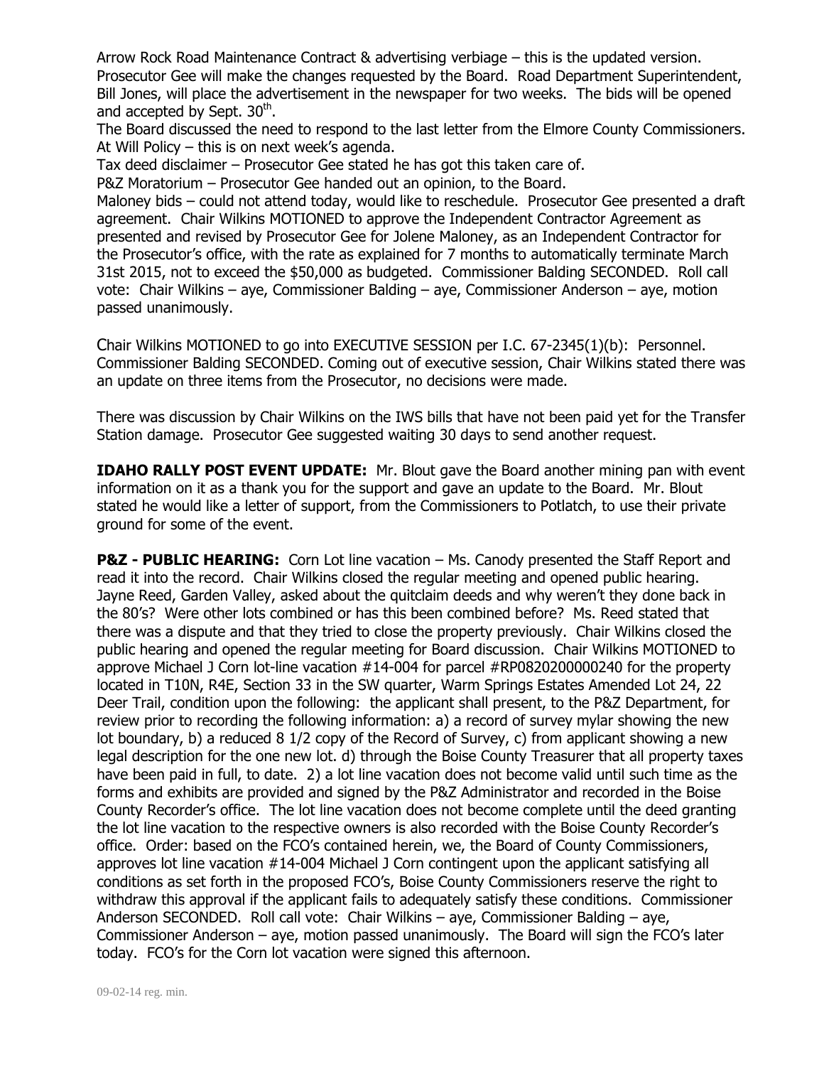Arrow Rock Road Maintenance Contract & advertising verbiage – this is the updated version. Prosecutor Gee will make the changes requested by the Board. Road Department Superintendent, Bill Jones, will place the advertisement in the newspaper for two weeks. The bids will be opened and accepted by Sept. 30th.

The Board discussed the need to respond to the last letter from the Elmore County Commissioners.

At Will Policy – this is on next week's agenda.

Tax deed disclaimer – Prosecutor Gee stated he has got this taken care of.

P&Z Moratorium – Prosecutor Gee handed out an opinion, to the Board.

Maloney bids – could not attend today, would like to reschedule. Prosecutor Gee presented a draft agreement. Chair Wilkins MOTIONED to approve the Independent Contractor Agreement as presented and revised by Prosecutor Gee for Jolene Maloney, as an Independent Contractor for the Prosecutor's office, with the rate as explained for 7 months to automatically terminate March 31st 2015, not to exceed the $50,000 as budgeted. Commissioner Balding SECONDED. Roll call vote: Chair Wilkins – aye, Commissioner Balding – aye, Commissioner Anderson – aye, motion passed unanimously.

Chair Wilkins MOTIONED to go into EXECUTIVE SESSION per I.C. 67-2345(1)(b): Personnel. Commissioner Balding SECONDED. Coming out of executive session, Chair Wilkins stated there was an update on three items from the Prosecutor, no decisions were made.

There was discussion by Chair Wilkins on the IWS bills that have not been paid yet for the Transfer Station damage. Prosecutor Gee suggested waiting 30 days to send another request.

**IDAHO RALLY POST EVENT UPDATE:** Mr. Blout gave the Board another mining pan with event information on it as a thank you for the support and gave an update to the Board. Mr. Blout stated he would like a letter of support, from the Commissioners to Potlatch, to use their private ground for some of the event.

**P&Z - PUBLIC HEARING:** Corn Lot line vacation – Ms. Canody presented the Staff Report and read it into the record. Chair Wilkins closed the regular meeting and opened public hearing. Jayne Reed, Garden Valley, asked about the quitclaim deeds and why weren't they done back in the 80's? Were other lots combined or has this been combined before? Ms. Reed stated that there was a dispute and that they tried to close the property previously. Chair Wilkins closed the public hearing and opened the regular meeting for Board discussion. Chair Wilkins MOTIONED to approve Michael J Corn lot-line vacation #14-004 for parcel #RP0820200000240 for the property located in T10N, R4E, Section 33 in the SW quarter, Warm Springs Estates Amended Lot 24, 22 Deer Trail, condition upon the following: the applicant shall present, to the P&Z Department, for review prior to recording the following information: a) a record of survey mylar showing the new lot boundary, b) a reduced 8 1/2 copy of the Record of Survey, c) from applicant showing a new legal description for the one new lot. d) through the Boise County Treasurer that all property taxes have been paid in full, to date. 2) a lot line vacation does not become valid until such time as the forms and exhibits are provided and signed by the P&Z Administrator and recorded in the Boise County Recorder's office. The lot line vacation does not become complete until the deed granting the lot line vacation to the respective owners is also recorded with the Boise County Recorder's office. Order: based on the FCO's contained herein, we, the Board of County Commissioners, approves lot line vacation #14-004 Michael J Corn contingent upon the applicant satisfying all conditions as set forth in the proposed FCO's, Boise County Commissioners reserve the right to withdraw this approval if the applicant fails to adequately satisfy these conditions. Commissioner Anderson SECONDED. Roll call vote: Chair Wilkins – aye, Commissioner Balding – aye, Commissioner Anderson – aye, motion passed unanimously. The Board will sign the FCO's later today. FCO's for the Corn lot vacation were signed this afternoon.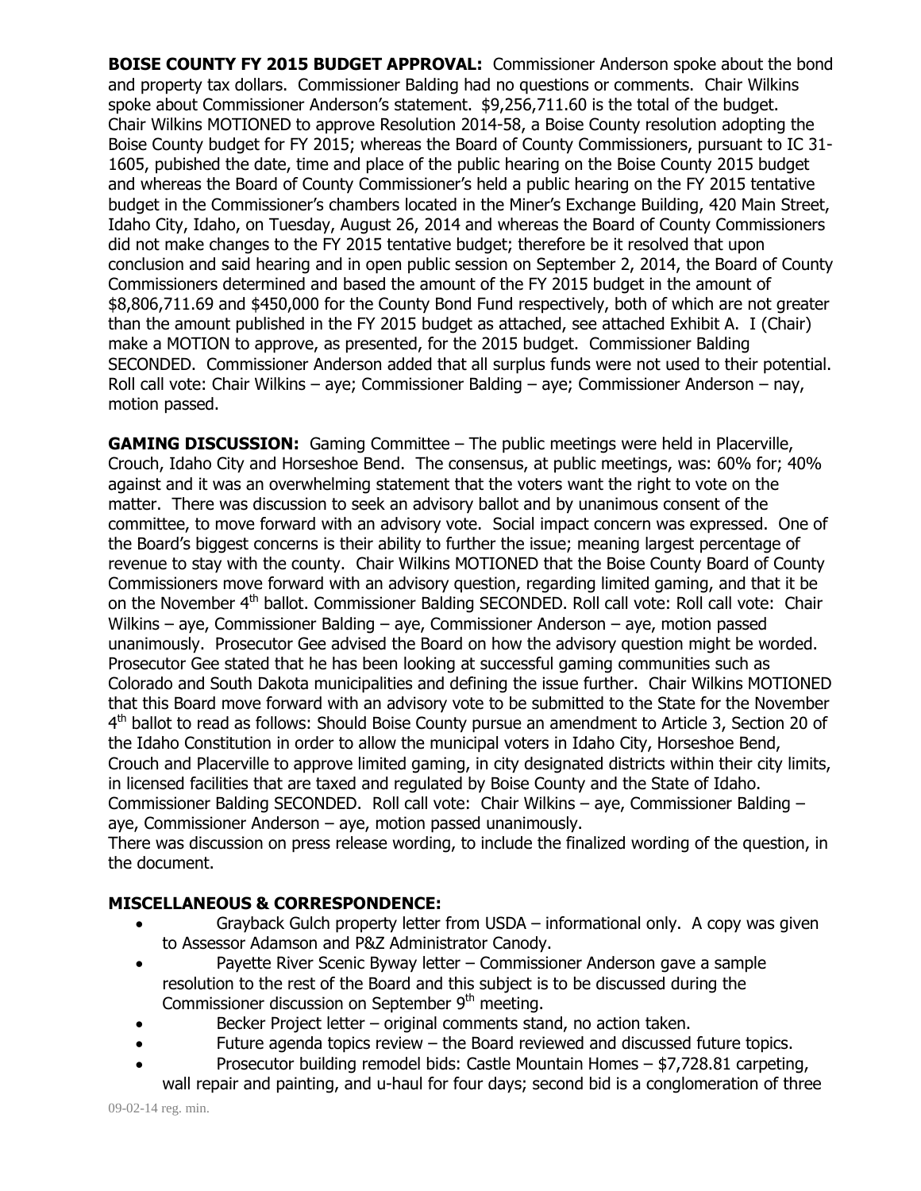**BOISE COUNTY FY 2015 BUDGET APPROVAL:** Commissioner Anderson spoke about the bond and property tax dollars. Commissioner Balding had no questions or comments. Chair Wilkins spoke about Commissioner Anderson's statement. $9,256,711.60 is the total of the budget. Chair Wilkins MOTIONED to approve Resolution 2014-58, a Boise County resolution adopting the Boise County budget for FY 2015; whereas the Board of County Commissioners, pursuant to IC 31-1605, pubished the date, time and place of the public hearing on the Boise County 2015 budget and whereas the Board of County Commissioner's held a public hearing on the FY 2015 tentative budget in the Commissioner's chambers located in the Miner's Exchange Building, 420 Main Street, Idaho City, Idaho, on Tuesday, August 26, 2014 and whereas the Board of County Commissioners did not make changes to the FY 2015 tentative budget; therefore be it resolved that upon conclusion and said hearing and in open public session on September 2, 2014, the Board of County Commissioners determined and based the amount of the FY 2015 budget in the amount of $8,806,711.69 and $450,000 for the County Bond Fund respectively, both of which are not greater than the amount published in the FY 2015 budget as attached, see attached Exhibit A. I (Chair) make a MOTION to approve, as presented, for the 2015 budget. Commissioner Balding SECONDED. Commissioner Anderson added that all surplus funds were not used to their potential. Roll call vote: Chair Wilkins – aye; Commissioner Balding – aye; Commissioner Anderson – nay, motion passed.

**GAMING DISCUSSION:** Gaming Committee – The public meetings were held in Placerville, Crouch, Idaho City and Horseshoe Bend. The consensus, at public meetings, was: 60% for; 40% against and it was an overwhelming statement that the voters want the right to vote on the matter. There was discussion to seek an advisory ballot and by unanimous consent of the committee, to move forward with an advisory vote. Social impact concern was expressed. One of the Board's biggest concerns is their ability to further the issue; meaning largest percentage of revenue to stay with the county. Chair Wilkins MOTIONED that the Boise County Board of County Commissioners move forward with an advisory question, regarding limited gaming, and that it be on the November 4th ballot. Commissioner Balding SECONDED. Roll call vote: Roll call vote: Chair Wilkins – aye, Commissioner Balding – aye, Commissioner Anderson – aye, motion passed unanimously. Prosecutor Gee advised the Board on how the advisory question might be worded. Prosecutor Gee stated that he has been looking at successful gaming communities such as Colorado and South Dakota municipalities and defining the issue further. Chair Wilkins MOTIONED that this Board move forward with an advisory vote to be submitted to the State for the November 4th ballot to read as follows: Should Boise County pursue an amendment to Article 3, Section 20 of the Idaho Constitution in order to allow the municipal voters in Idaho City, Horseshoe Bend, Crouch and Placerville to approve limited gaming, in city designated districts within their city limits, in licensed facilities that are taxed and regulated by Boise County and the State of Idaho. Commissioner Balding SECONDED. Roll call vote: Chair Wilkins – aye, Commissioner Balding – aye, Commissioner Anderson – aye, motion passed unanimously.

There was discussion on press release wording, to include the finalized wording of the question, in the document.

**MISCELLANEOUS & CORRESPONDENCE:**

- Grayback Gulch property letter from USDA – informational only. A copy was given to Assessor Adamson and P&Z Administrator Canody.
- Payette River Scenic Byway letter – Commissioner Anderson gave a sample resolution to the rest of the Board and this subject is to be discussed during the Commissioner discussion on September 9th meeting.
- Becker Project letter – original comments stand, no action taken.
- Future agenda topics review – the Board reviewed and discussed future topics.
- Prosecutor building remodel bids: Castle Mountain Homes – $7,728.81 carpeting, wall repair and painting, and u-haul for four days; second bid is a conglomeration of three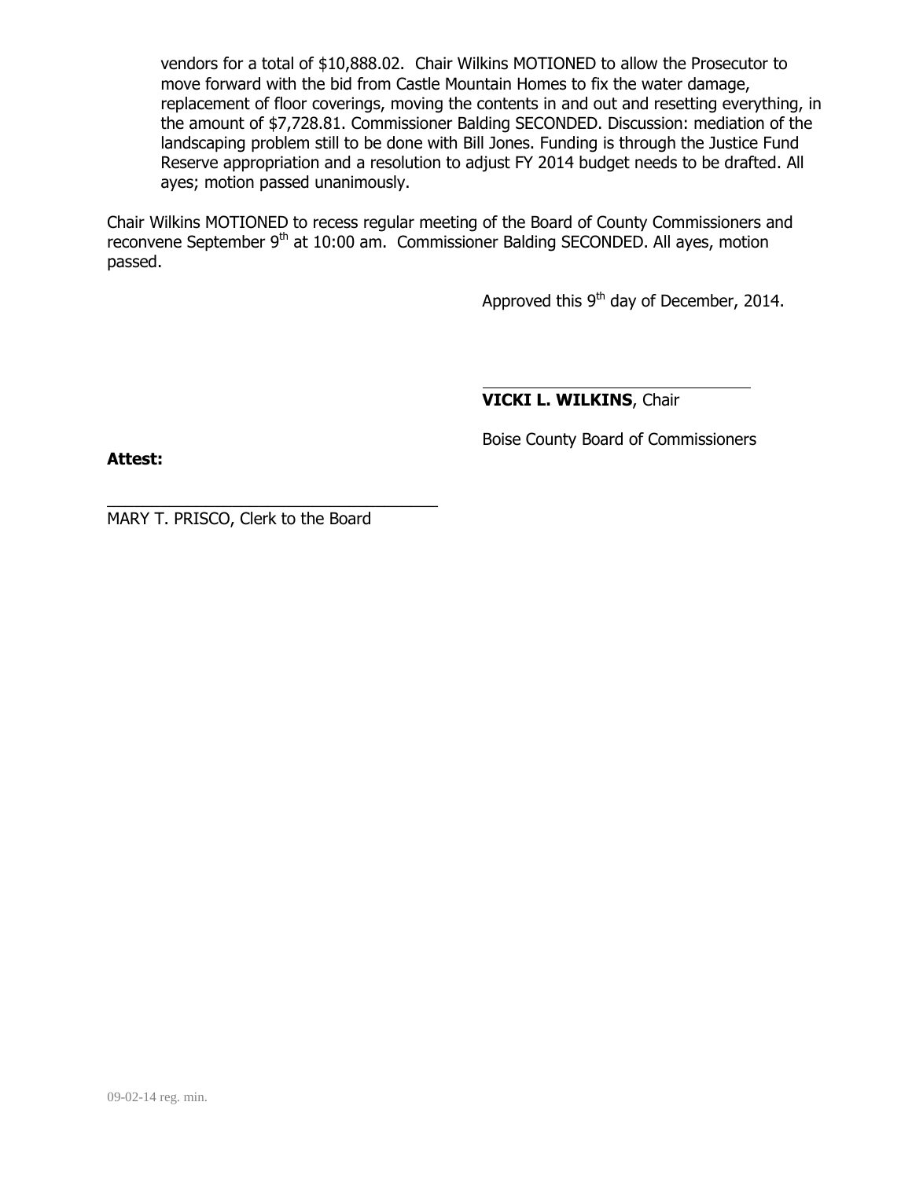vendors for a total of $10,888.02. Chair Wilkins MOTIONED to allow the Prosecutor to move forward with the bid from Castle Mountain Homes to fix the water damage, replacement of floor coverings, moving the contents in and out and resetting everything, in the amount of $7,728.81. Commissioner Balding SECONDED. Discussion: mediation of the landscaping problem still to be done with Bill Jones. Funding is through the Justice Fund Reserve appropriation and a resolution to adjust FY 2014 budget needs to be drafted. All ayes; motion passed unanimously.

Chair Wilkins MOTIONED to recess regular meeting of the Board of County Commissioners and reconvene September 9th at 10:00 am. Commissioner Balding SECONDED. All ayes, motion passed.

Approved this 9th day of December, 2014.

\_\_\_\_\_\_\_\_\_\_\_\_\_\_\_\_\_\_\_\_\_\_\_\_\_\_\_\_\_\_\_\_

**VICKI L. WILKINS**, Chair

Boise County Board of Commissioners

**Attest:**

\_\_\_\_\_\_\_\_\_\_\_\_\_\_\_\_\_\_\_\_\_\_\_\_\_\_\_\_\_\_\_\_\_\_\_\_\_

MARY T. PRISCO, Clerk to the Board